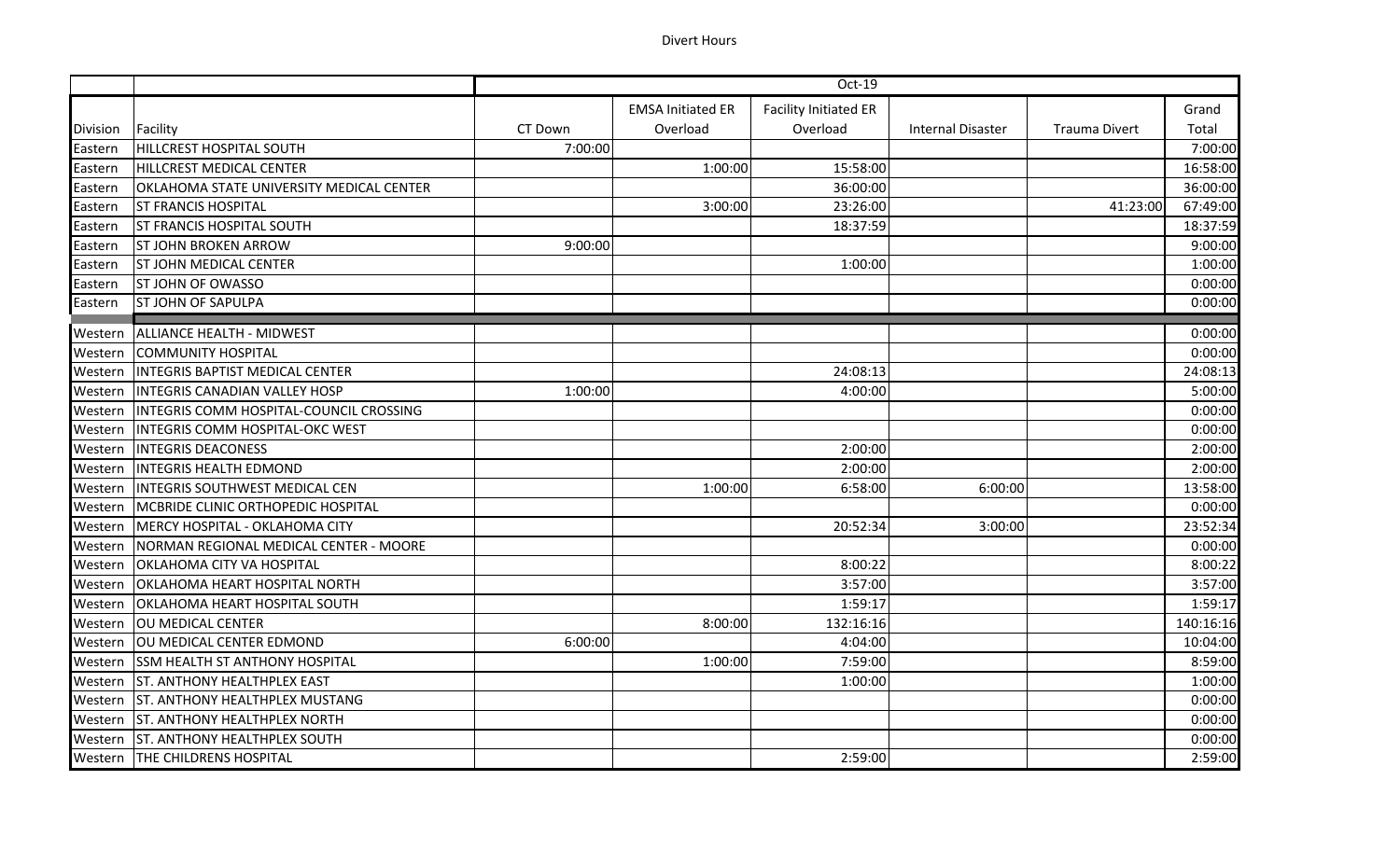# Divert Hours

| | | Oct-19 | | | | | |
|---|---|---|---|---|---|---|---|
| Division | Facility | CT Down | EMSA Initiated ER Overload | Facility Initiated ER Overload | Internal Disaster | Trauma Divert | Grand Total |
| Eastern | HILLCREST HOSPITAL SOUTH | 7:00:00 | | | | | 7:00:00 |
| Eastern | HILLCREST MEDICAL CENTER | | 1:00:00 | 15:58:00 | | | 16:58:00 |
| Eastern | OKLAHOMA STATE UNIVERSITY MEDICAL CENTER | | | 36:00:00 | | | 36:00:00 |
| Eastern | ST FRANCIS HOSPITAL | | 3:00:00 | 23:26:00 | | 41:23:00 | 67:49:00 |
| Eastern | ST FRANCIS HOSPITAL SOUTH | | | 18:37:59 | | | 18:37:59 |
| Eastern | ST JOHN BROKEN ARROW | 9:00:00 | | | | | 9:00:00 |
| Eastern | ST JOHN MEDICAL CENTER | | | 1:00:00 | | | 1:00:00 |
| Eastern | ST JOHN OF OWASSO | | | | | | 0:00:00 |
| Eastern | ST JOHN OF SAPULPA | | | | | | 0:00:00 |
| Western | ALLIANCE HEALTH - MIDWEST | | | | | | 0:00:00 |
| Western | COMMUNITY HOSPITAL | | | | | | 0:00:00 |
| Western | INTEGRIS BAPTIST MEDICAL CENTER | | | 24:08:13 | | | 24:08:13 |
| Western | INTEGRIS CANADIAN VALLEY HOSP | 1:00:00 | | 4:00:00 | | | 5:00:00 |
| Western | INTEGRIS COMM HOSPITAL-COUNCIL CROSSING | | | | | | 0:00:00 |
| Western | INTEGRIS COMM HOSPITAL-OKC WEST | | | | | | 0:00:00 |
| Western | INTEGRIS DEACONESS | | | 2:00:00 | | | 2:00:00 |
| Western | INTEGRIS HEALTH EDMOND | | | 2:00:00 | | | 2:00:00 |
| Western | INTEGRIS SOUTHWEST MEDICAL CEN | | 1:00:00 | 6:58:00 | 6:00:00 | | 13:58:00 |
| Western | MCBRIDE CLINIC ORTHOPEDIC HOSPITAL | | | | | | 0:00:00 |
| Western | MERCY HOSPITAL - OKLAHOMA CITY | | | 20:52:34 | 3:00:00 | | 23:52:34 |
| Western | NORMAN REGIONAL MEDICAL CENTER - MOORE | | | | | | 0:00:00 |
| Western | OKLAHOMA CITY VA HOSPITAL | | | 8:00:22 | | | 8:00:22 |
| Western | OKLAHOMA HEART HOSPITAL NORTH | | | 3:57:00 | | | 3:57:00 |
| Western | OKLAHOMA HEART HOSPITAL SOUTH | | | 1:59:17 | | | 1:59:17 |
| Western | OU MEDICAL CENTER | | 8:00:00 | 132:16:16 | | | 140:16:16 |
| Western | OU MEDICAL CENTER EDMOND | 6:00:00 | | 4:04:00 | | | 10:04:00 |
| Western | SSM HEALTH ST ANTHONY HOSPITAL | | 1:00:00 | 7:59:00 | | | 8:59:00 |
| Western | ST. ANTHONY HEALTHPLEX EAST | | | 1:00:00 | | | 1:00:00 |
| Western | ST. ANTHONY HEALTHPLEX MUSTANG | | | | | | 0:00:00 |
| Western | ST. ANTHONY HEALTHPLEX NORTH | | | | | | 0:00:00 |
| Western | ST. ANTHONY HEALTHPLEX SOUTH | | | | | | 0:00:00 |
| Western | THE CHILDRENS HOSPITAL | | | 2:59:00 | | | 2:59:00 |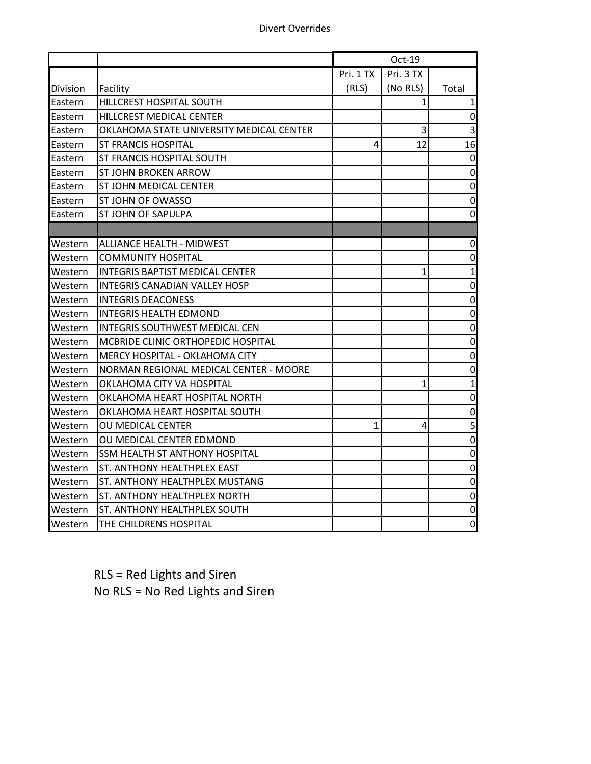Divert Overrides

| | | Oct-19 | | |
|---|---|---|---|---|
| Division | Facility | Pri. 1 TX (RLS) | Pri. 3 TX (No RLS) | Total |
| Eastern | HILLCREST HOSPITAL SOUTH | | 1 | 1 |
| Eastern | HILLCREST MEDICAL CENTER | | | 0 |
| Eastern | OKLAHOMA STATE UNIVERSITY MEDICAL CENTER | | 3 | 3 |
| Eastern | ST FRANCIS HOSPITAL | 4 | 12 | 16 |
| Eastern | ST FRANCIS HOSPITAL SOUTH | | | 0 |
| Eastern | ST JOHN BROKEN ARROW | | | 0 |
| Eastern | ST JOHN MEDICAL CENTER | | | 0 |
| Eastern | ST JOHN OF OWASSO | | | 0 |
| Eastern | ST JOHN OF SAPULPA | | | 0 |
| | | | | |
| Western | ALLIANCE HEALTH - MIDWEST | | | 0 |
| Western | COMMUNITY HOSPITAL | | | 0 |
| Western | INTEGRIS BAPTIST MEDICAL CENTER | | 1 | 1 |
| Western | INTEGRIS CANADIAN VALLEY HOSP | | | 0 |
| Western | INTEGRIS DEACONESS | | | 0 |
| Western | INTEGRIS HEALTH EDMOND | | | 0 |
| Western | INTEGRIS SOUTHWEST MEDICAL CEN | | | 0 |
| Western | MCBRIDE CLINIC ORTHOPEDIC HOSPITAL | | | 0 |
| Western | MERCY HOSPITAL - OKLAHOMA CITY | | | 0 |
| Western | NORMAN REGIONAL MEDICAL CENTER - MOORE | | | 0 |
| Western | OKLAHOMA CITY VA HOSPITAL | | 1 | 1 |
| Western | OKLAHOMA HEART HOSPITAL NORTH | | | 0 |
| Western | OKLAHOMA HEART HOSPITAL SOUTH | | | 0 |
| Western | OU MEDICAL CENTER | 1 | 4 | 5 |
| Western | OU MEDICAL CENTER EDMOND | | | 0 |
| Western | SSM HEALTH ST ANTHONY HOSPITAL | | | 0 |
| Western | ST. ANTHONY HEALTHPLEX EAST | | | 0 |
| Western | ST. ANTHONY HEALTHPLEX MUSTANG | | | 0 |
| Western | ST. ANTHONY HEALTHPLEX NORTH | | | 0 |
| Western | ST. ANTHONY HEALTHPLEX SOUTH | | | 0 |
| Western | THE CHILDRENS HOSPITAL | | | 0 |

RLS = Red Lights and Siren
No RLS = No Red Lights and Siren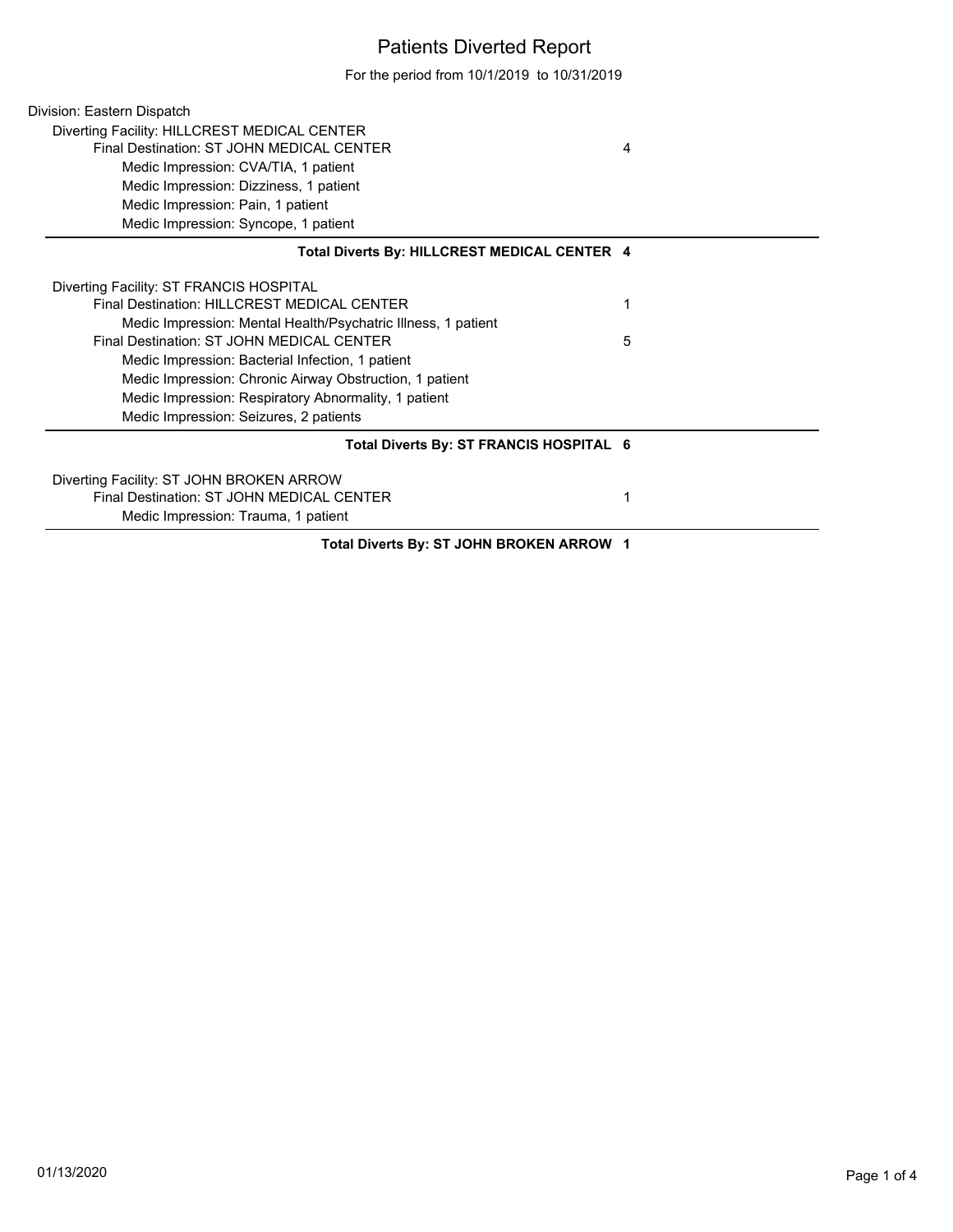# Patients Diverted Report

For the period from 10/1/2019 to 10/31/2019

Division: Eastern Dispatch

Diverting Facility: HILLCREST MEDICAL CENTER

| | |
|---|---|
| Final Destination: ST JOHN MEDICAL CENTER | 4 |
| Medic Impression: CVA/TIA, 1 patient | |
| Medic Impression: Dizziness, 1 patient | |
| Medic Impression: Pain, 1 patient | |
| Medic Impression: Syncope, 1 patient | |

**Total Diverts By: HILLCREST MEDICAL CENTER 4**

Diverting Facility: ST FRANCIS HOSPITAL

| | |
|---|---|
| Final Destination: HILLCREST MEDICAL CENTER | 1 |
| Medic Impression: Mental Health/Psychatric Illness, 1 patient | |
| Final Destination: ST JOHN MEDICAL CENTER | 5 |
| Medic Impression: Bacterial Infection, 1 patient | |
| Medic Impression: Chronic Airway Obstruction, 1 patient | |
| Medic Impression: Respiratory Abnormality, 1 patient | |
| Medic Impression: Seizures, 2 patients | |

**Total Diverts By: ST FRANCIS HOSPITAL 6**

Diverting Facility: ST JOHN BROKEN ARROW

| | |
|---|---|
| Final Destination: ST JOHN MEDICAL CENTER | 1 |
| Medic Impression: Trauma, 1 patient | |

**Total Diverts By: ST JOHN BROKEN ARROW 1**

01/13/2020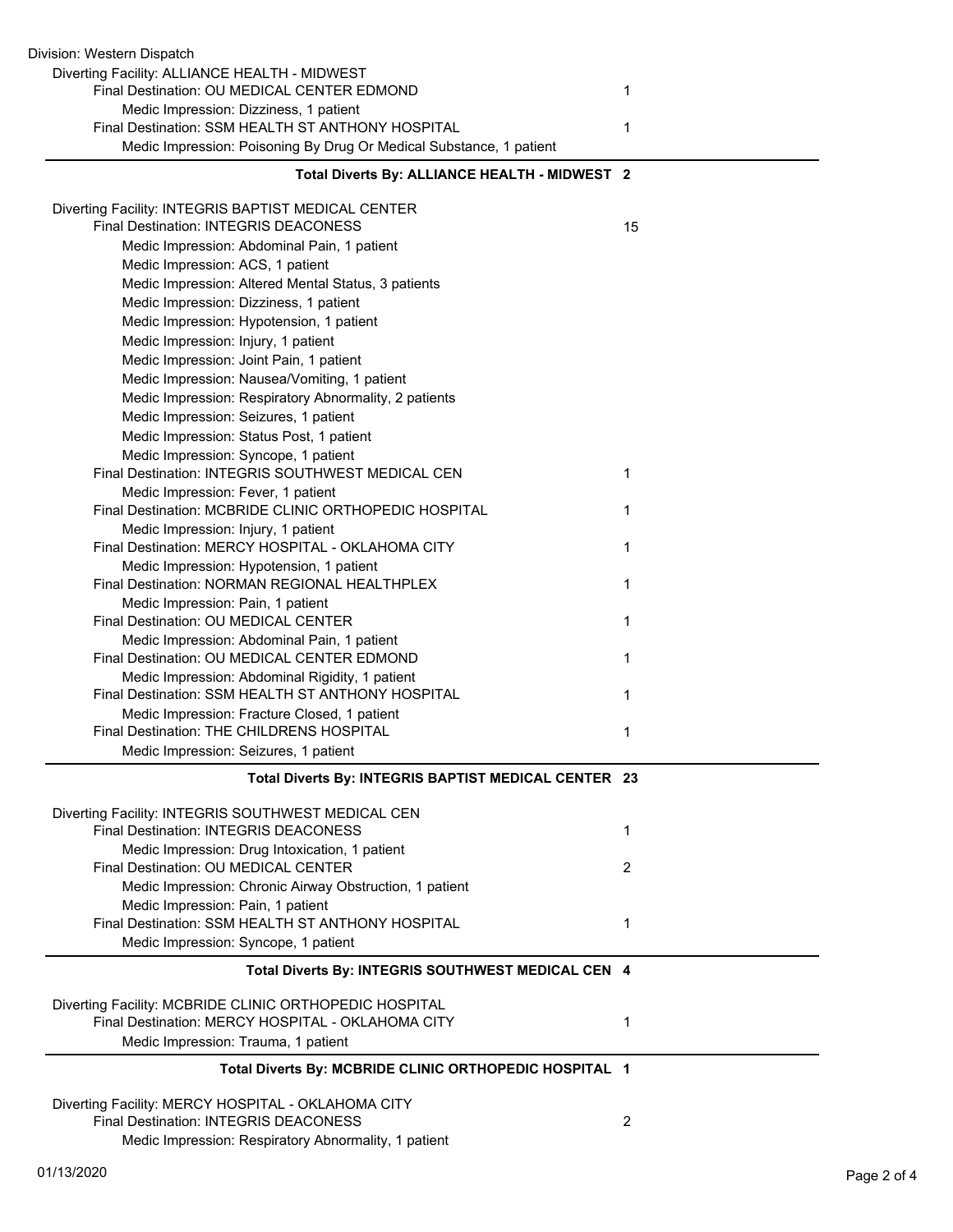Division: Western Dispatch

Diverting Facility: ALLIANCE HEALTH - MIDWEST

| | |
|---|---|
| Final Destination: OU MEDICAL CENTER EDMOND | 1 |
| Medic Impression: Dizziness, 1 patient | |
| Final Destination: SSM HEALTH ST ANTHONY HOSPITAL | 1 |
| Medic Impression: Poisoning By Drug Or Medical Substance, 1 patient | |

**Total Diverts By: ALLIANCE HEALTH - MIDWEST 2**

Diverting Facility: INTEGRIS BAPTIST MEDICAL CENTER

| | |
|---|---|
| Final Destination: INTEGRIS DEACONESS | 15 |
| Medic Impression: Abdominal Pain, 1 patient | |
| Medic Impression: ACS, 1 patient | |
| Medic Impression: Altered Mental Status, 3 patients | |
| Medic Impression: Dizziness, 1 patient | |
| Medic Impression: Hypotension, 1 patient | |
| Medic Impression: Injury, 1 patient | |
| Medic Impression: Joint Pain, 1 patient | |
| Medic Impression: Nausea/Vomiting, 1 patient | |
| Medic Impression: Respiratory Abnormality, 2 patients | |
| Medic Impression: Seizures, 1 patient | |
| Medic Impression: Status Post, 1 patient | |
| Medic Impression: Syncope, 1 patient | |
| Final Destination: INTEGRIS SOUTHWEST MEDICAL CEN | 1 |
| Medic Impression: Fever, 1 patient | |
| Final Destination: MCBRIDE CLINIC ORTHOPEDIC HOSPITAL | 1 |
| Medic Impression: Injury, 1 patient | |
| Final Destination: MERCY HOSPITAL - OKLAHOMA CITY | 1 |
| Medic Impression: Hypotension, 1 patient | |
| Final Destination: NORMAN REGIONAL HEALTHPLEX | 1 |
| Medic Impression: Pain, 1 patient | |
| Final Destination: OU MEDICAL CENTER | 1 |
| Medic Impression: Abdominal Pain, 1 patient | |
| Final Destination: OU MEDICAL CENTER EDMOND | 1 |
| Medic Impression: Abdominal Rigidity, 1 patient | |
| Final Destination: SSM HEALTH ST ANTHONY HOSPITAL | 1 |
| Medic Impression: Fracture Closed, 1 patient | |
| Final Destination: THE CHILDRENS HOSPITAL | 1 |
| Medic Impression: Seizures, 1 patient | |

**Total Diverts By: INTEGRIS BAPTIST MEDICAL CENTER 23**

Diverting Facility: INTEGRIS SOUTHWEST MEDICAL CEN

| | |
|---|---|
| Final Destination: INTEGRIS DEACONESS | 1 |
| Medic Impression: Drug Intoxication, 1 patient | |
| Final Destination: OU MEDICAL CENTER | 2 |
| Medic Impression: Chronic Airway Obstruction, 1 patient | |
| Medic Impression: Pain, 1 patient | |
| Final Destination: SSM HEALTH ST ANTHONY HOSPITAL | 1 |
| Medic Impression: Syncope, 1 patient | |

**Total Diverts By: INTEGRIS SOUTHWEST MEDICAL CEN 4**

Diverting Facility: MCBRIDE CLINIC ORTHOPEDIC HOSPITAL

| | |
|---|---|
| Final Destination: MERCY HOSPITAL - OKLAHOMA CITY | 1 |
| Medic Impression: Trauma, 1 patient | |

**Total Diverts By: MCBRIDE CLINIC ORTHOPEDIC HOSPITAL 1**

Diverting Facility: MERCY HOSPITAL - OKLAHOMA CITY

| | |
|---|---|
| Final Destination: INTEGRIS DEACONESS | 2 |
| Medic Impression: Respiratory Abnormality, 1 patient | |

01/13/2020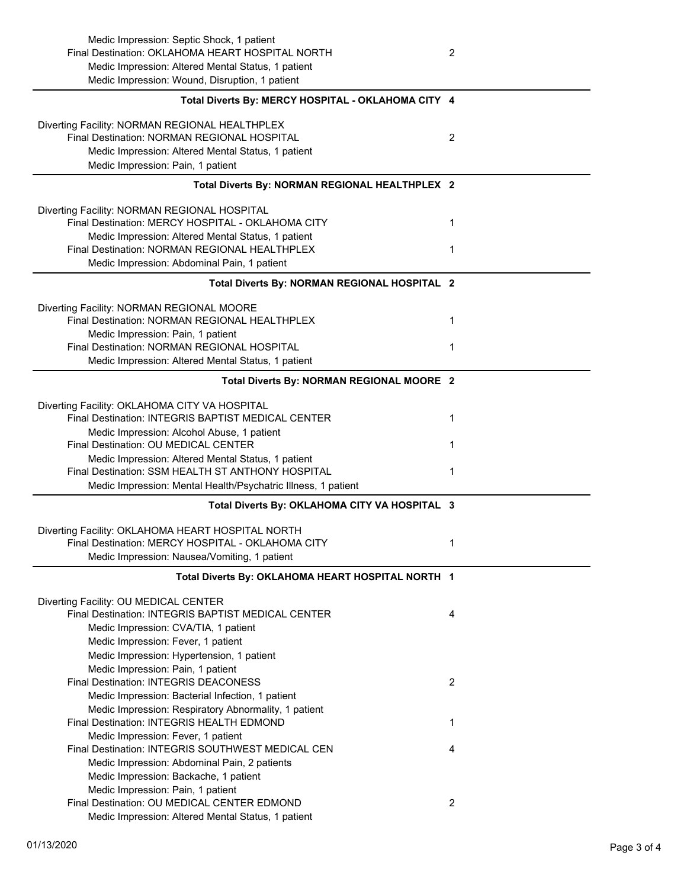Medic Impression: Septic Shock, 1 patient

Final Destination: OKLAHOMA HEART HOSPITAL NORTH 2

Medic Impression: Altered Mental Status, 1 patient

Medic Impression: Wound, Disruption, 1 patient

**Total Diverts By: MERCY HOSPITAL - OKLAHOMA CITY 4**

---

Diverting Facility: NORMAN REGIONAL HEALTHPLEX

Final Destination: NORMAN REGIONAL HOSPITAL 2

Medic Impression: Altered Mental Status, 1 patient

Medic Impression: Pain, 1 patient

**Total Diverts By: NORMAN REGIONAL HEALTHPLEX 2**

---

Diverting Facility: NORMAN REGIONAL HOSPITAL

Final Destination: MERCY HOSPITAL - OKLAHOMA CITY 1

Medic Impression: Altered Mental Status, 1 patient

Final Destination: NORMAN REGIONAL HEALTHPLEX 1

Medic Impression: Abdominal Pain, 1 patient

**Total Diverts By: NORMAN REGIONAL HOSPITAL 2**

---

Diverting Facility: NORMAN REGIONAL MOORE

Final Destination: NORMAN REGIONAL HEALTHPLEX 1

Medic Impression: Pain, 1 patient

Final Destination: NORMAN REGIONAL HOSPITAL 1

Medic Impression: Altered Mental Status, 1 patient

**Total Diverts By: NORMAN REGIONAL MOORE 2**

---

Diverting Facility: OKLAHOMA CITY VA HOSPITAL

Final Destination: INTEGRIS BAPTIST MEDICAL CENTER 1

Medic Impression: Alcohol Abuse, 1 patient

Final Destination: OU MEDICAL CENTER 1

Medic Impression: Altered Mental Status, 1 patient

Final Destination: SSM HEALTH ST ANTHONY HOSPITAL 1

Medic Impression: Mental Health/Psychatric Illness, 1 patient

**Total Diverts By: OKLAHOMA CITY VA HOSPITAL 3**

---

Diverting Facility: OKLAHOMA HEART HOSPITAL NORTH

Final Destination: MERCY HOSPITAL - OKLAHOMA CITY 1

Medic Impression: Nausea/Vomiting, 1 patient

**Total Diverts By: OKLAHOMA HEART HOSPITAL NORTH 1**

---

Diverting Facility: OU MEDICAL CENTER

Final Destination: INTEGRIS BAPTIST MEDICAL CENTER 4

Medic Impression: CVA/TIA, 1 patient

Medic Impression: Fever, 1 patient

Medic Impression: Hypertension, 1 patient

Medic Impression: Pain, 1 patient

Final Destination: INTEGRIS DEACONESS 2

Medic Impression: Bacterial Infection, 1 patient

Medic Impression: Respiratory Abnormality, 1 patient

Final Destination: INTEGRIS HEALTH EDMOND 1

Medic Impression: Fever, 1 patient

Final Destination: INTEGRIS SOUTHWEST MEDICAL CEN 4

Medic Impression: Abdominal Pain, 2 patients

Medic Impression: Backache, 1 patient

Medic Impression: Pain, 1 patient

Final Destination: OU MEDICAL CENTER EDMOND 2

Medic Impression: Altered Mental Status, 1 patient

01/13/2020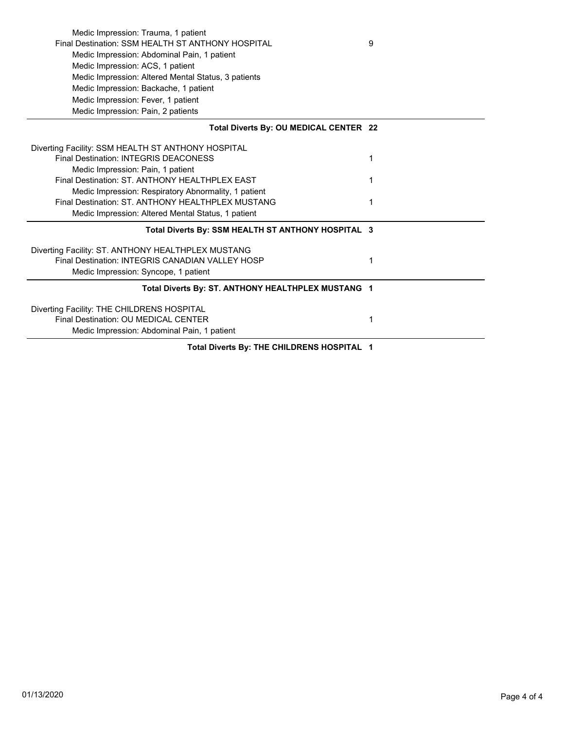Medic Impression: Trauma, 1 patient

Final Destination: SSM HEALTH ST ANTHONY HOSPITAL 9

Medic Impression: Abdominal Pain, 1 patient

Medic Impression: ACS, 1 patient

Medic Impression: Altered Mental Status, 3 patients

Medic Impression: Backache, 1 patient

Medic Impression: Fever, 1 patient

Medic Impression: Pain, 2 patients

**Total Diverts By: OU MEDICAL CENTER 22**

Diverting Facility: SSM HEALTH ST ANTHONY HOSPITAL

Final Destination: INTEGRIS DEACONESS 1

Medic Impression: Pain, 1 patient

Final Destination: ST. ANTHONY HEALTHPLEX EAST 1

Medic Impression: Respiratory Abnormality, 1 patient

Final Destination: ST. ANTHONY HEALTHPLEX MUSTANG 1

Medic Impression: Altered Mental Status, 1 patient

**Total Diverts By: SSM HEALTH ST ANTHONY HOSPITAL 3**

Diverting Facility: ST. ANTHONY HEALTHPLEX MUSTANG

Final Destination: INTEGRIS CANADIAN VALLEY HOSP 1

Medic Impression: Syncope, 1 patient

**Total Diverts By: ST. ANTHONY HEALTHPLEX MUSTANG 1**

Diverting Facility: THE CHILDRENS HOSPITAL

Final Destination: OU MEDICAL CENTER 1

Medic Impression: Abdominal Pain, 1 patient

**Total Diverts By: THE CHILDRENS HOSPITAL 1**